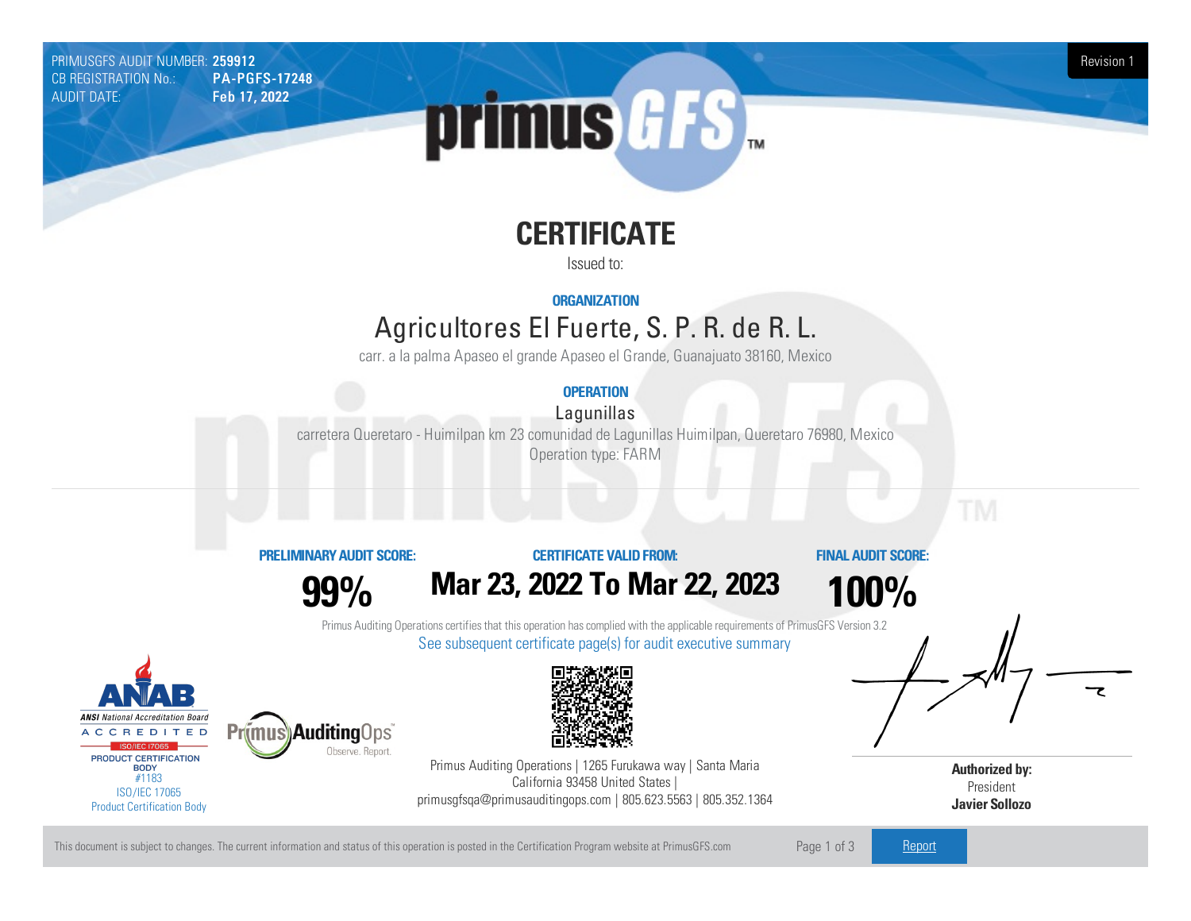PRIMUSGFS AUDIT NUMBER: **259912**
CB REGISTRATION No.: **PA-PGFS-17248**
AUDIT DATE: **Feb 17, 2022**

Revision 1

# CERTIFICATE

Issued to:

**ORGANIZATION**

## Agricultores El Fuerte, S. P. R. de R. L.

carr. a la palma Apaseo el grande Apaseo el Grande, Guanajuato 38160, Mexico

**OPERATION**

Lagunillas

carretera Queretaro - Huimilpan km 23 comunidad de Lagunillas Huimilpan, Queretaro 76980, Mexico
Operation type: FARM

| PRELIMINARY AUDIT SCORE: | CERTIFICATE VALID FROM: | FINAL AUDIT SCORE: |
|---|---|---|
| **99%** | **Mar 23, 2022 To Mar 22, 2023** | **100%** |

Primus Auditing Operations certifies that this operation has complied with the applicable requirements of PrimusGFS Version 3.2

See subsequent certificate page(s) for audit executive summary

ANAB ANSI National Accreditation Board ACCREDITED ISO/IEC 17065 PRODUCT CERTIFICATION BODY #1183
ISO/IEC 17065 Product Certification Body

Primus AuditingOps Observe. Report.

Primus Auditing Operations | 1265 Furukawa way | Santa Maria California 93458 United States | primusgfsqa@primusauditingops.com | 805.623.5563 | 805.352.1364

**Authorized by:**
President
**Javier Sollozo**

This document is subject to changes. The current information and status of this operation is posted in the Certification Program website at PrimusGFS.com

Report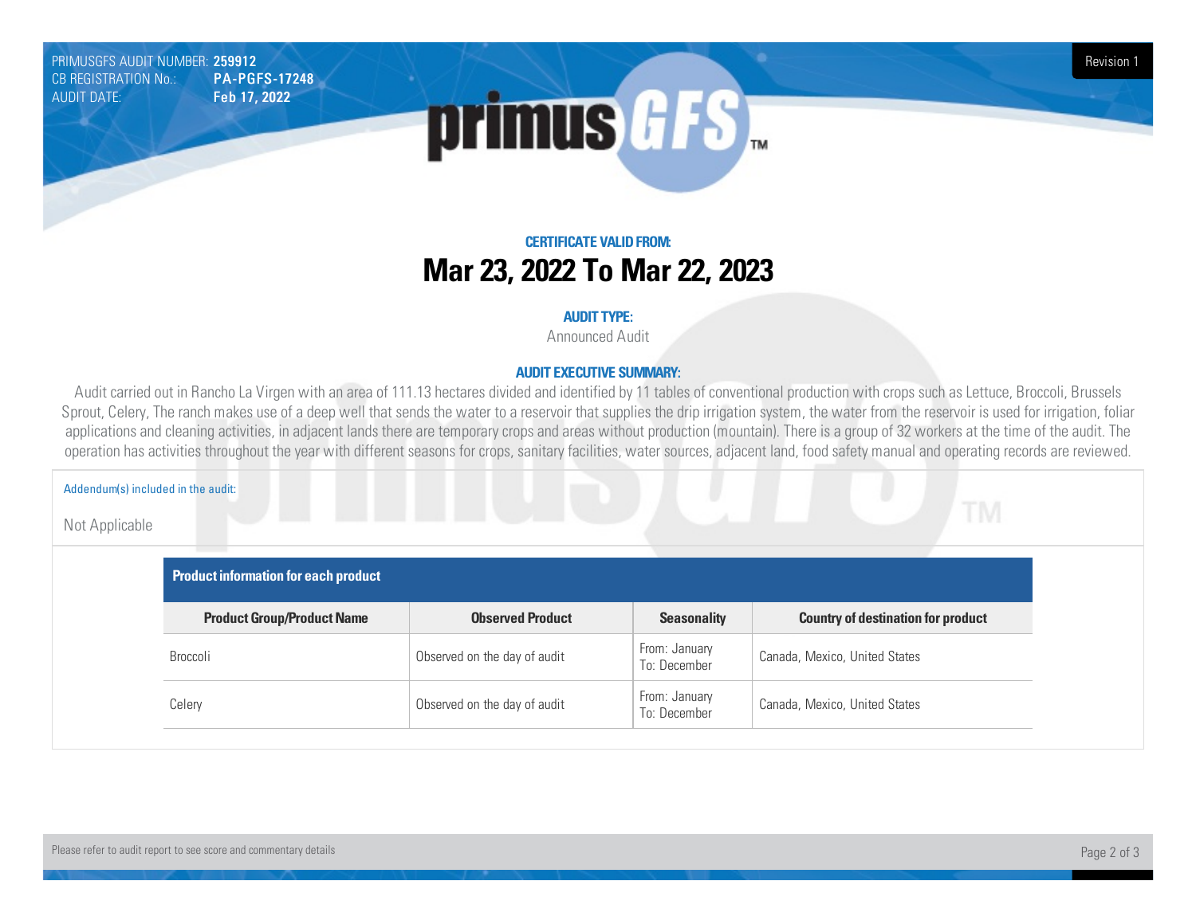PRIMUSGFS AUDIT NUMBER: **259912**
CB REGISTRATION No.: **PA-PGFS-17248**
AUDIT DATE: **Feb 17, 2022**

Revision 1

## CERTIFICATE VALID FROM:

# Mar 23, 2022 To Mar 22, 2023

### AUDIT TYPE:

Announced Audit

### AUDIT EXECUTIVE SUMMARY:

Audit carried out in Rancho La Virgen with an area of 111.13 hectares divided and identified by 11 tables of conventional production with crops such as Lettuce, Broccoli, Brussels Sprout, Celery, The ranch makes use of a deep well that sends the water to a reservoir that supplies the drip irrigation system, the water from the reservoir is used for irrigation, foliar applications and cleaning activities, in adjacent lands there are temporary crops and areas without production (mountain). There is a group of 32 workers at the time of the audit. The operation has activities throughout the year with different seasons for crops, sanitary facilities, water sources, adjacent land, food safety manual and operating records are reviewed.

Addendum(s) included in the audit:

Not Applicable

**Product information for each product**

| Product Group/Product Name | Observed Product | Seasonality | Country of destination for product |
|---|---|---|---|
| Broccoli | Observed on the day of audit | From: January To: December | Canada, Mexico, United States |
| Celery | Observed on the day of audit | From: January To: December | Canada, Mexico, United States |

Please refer to audit report to see score and commentary details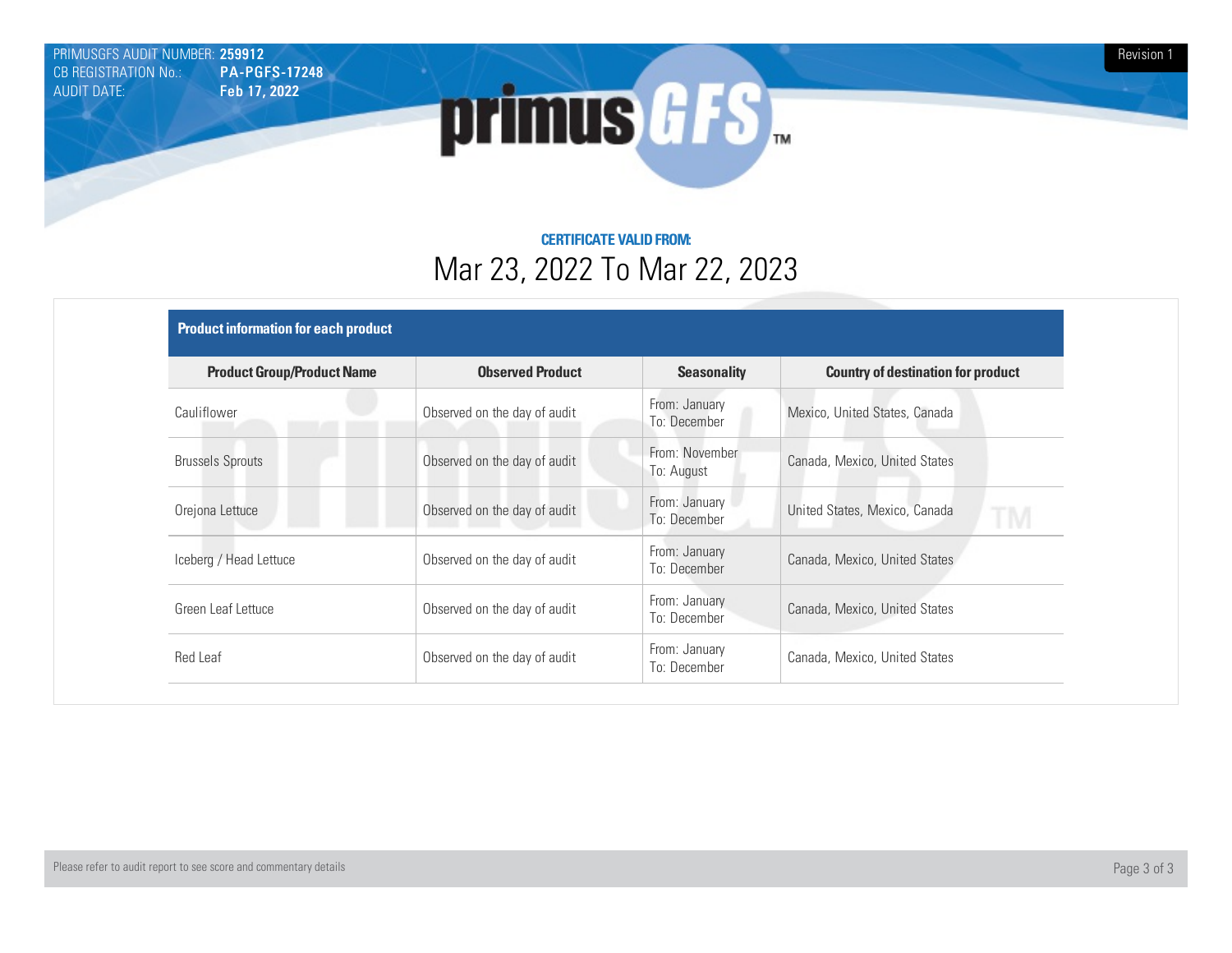PRIMUSGFS AUDIT NUMBER: **259912**
CB REGISTRATION No.: **PA-PGFS-17248**
AUDIT DATE: **Feb 17, 2022**

Revision 1

**CERTIFICATE VALID FROM:**

# Mar 23, 2022 To Mar 22, 2023

## Product information for each product

| Product Group/Product Name | Observed Product | Seasonality | Country of destination for product |
|---|---|---|---|
| Cauliflower | Observed on the day of audit | From: January<br>To: December | Mexico, United States, Canada |
| Brussels Sprouts | Observed on the day of audit | From: November<br>To: August | Canada, Mexico, United States |
| Orejona Lettuce | Observed on the day of audit | From: January<br>To: December | United States, Mexico, Canada |
| Iceberg / Head Lettuce | Observed on the day of audit | From: January<br>To: December | Canada, Mexico, United States |
| Green Leaf Lettuce | Observed on the day of audit | From: January<br>To: December | Canada, Mexico, United States |
| Red Leaf | Observed on the day of audit | From: January<br>To: December | Canada, Mexico, United States |

Please refer to audit report to see score and commentary details